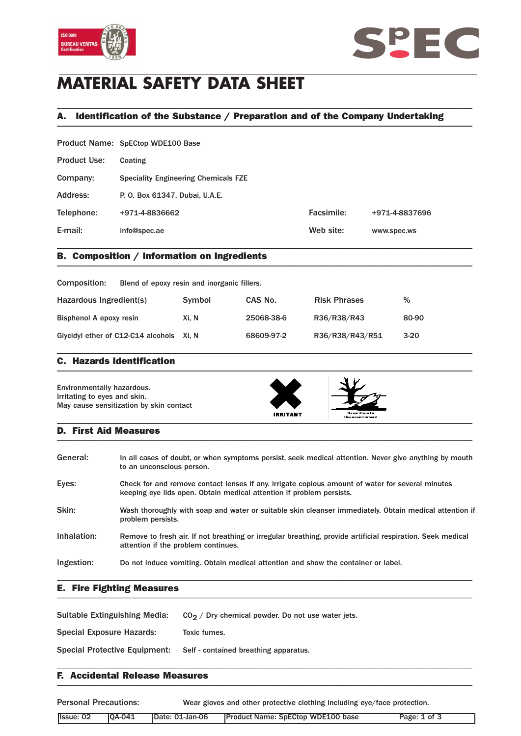# MATERIAL SAFETY DATA SHEET

## A. Identification of the Substance / Preparation and of the Company Undertaking

| | | | |
|---|---|---|---|
| Product Name: | SpECtop WDE100 Base | | |
| Product Use: | Coating | | |
| Company: | Speciality Engineering Chemicals FZE | | |
| Address: | P. O. Box 61347, Dubai, U.A.E. | | |
| Telephone: | +971-4-8836662 | Facsimile: | +971-4-8837696 |
| E-mail: | info@spec.ae | Web site: | www.spec.ws |

## B. Composition / Information on Ingredients

Composition: Blend of epoxy resin and inorganic fillers.

| Hazardous Ingredient(s) | Symbol | CAS No. | Risk Phrases | % |
|---|---|---|---|---|
| Bisphenol A epoxy resin | Xi, N | 25068-38-6 | R36/R38/R43 | 80-90 |
| Glycidyl ether of C12-C14 alcohols | Xi, N | 68609-97-2 | R36/R38/R43/R51 | 3-20 |

## C. Hazards Identification

Environmentally hazardous.
Irritating to eyes and skin.
May cause sensitization by skin contact

IRRITANT

Hazardous to the environment

## D. First Aid Measures

**General:** In all cases of doubt, or when symptoms persist, seek medical attention. Never give anything by mouth to an unconscious person.

**Eyes:** Check for and remove contact lenses if any. irrigate copious amount of water for several minutes keeping eye lids open. Obtain medical attention if problem persists.

**Skin:** Wash thoroughly with soap and water or suitable skin cleanser immediately. Obtain medical attention if problem persists.

**Inhalation:** Remove to fresh air. If not breathing or irregular breathing, provide artificial respiration. Seek medical attention if the problem continues.

**Ingestion:** Do not induce vomiting. Obtain medical attention and show the container or label.

## E. Fire Fighting Measures

**Suitable Extinguishing Media:** $CO_2$ / Dry chemical powder. Do not use water jets.

**Special Exposure Hazards:** Toxic fumes.

**Special Protective Equipment:** Self - contained breathing apparatus.

## F. Accidental Release Measures

**Personal Precautions:** Wear gloves and other protective clothing including eye/face protection.

| Issue: 02 | QA-041 | Date: 01-Jan-06 | Product Name: SpECtop WDE100 base |
|---|---|---|---|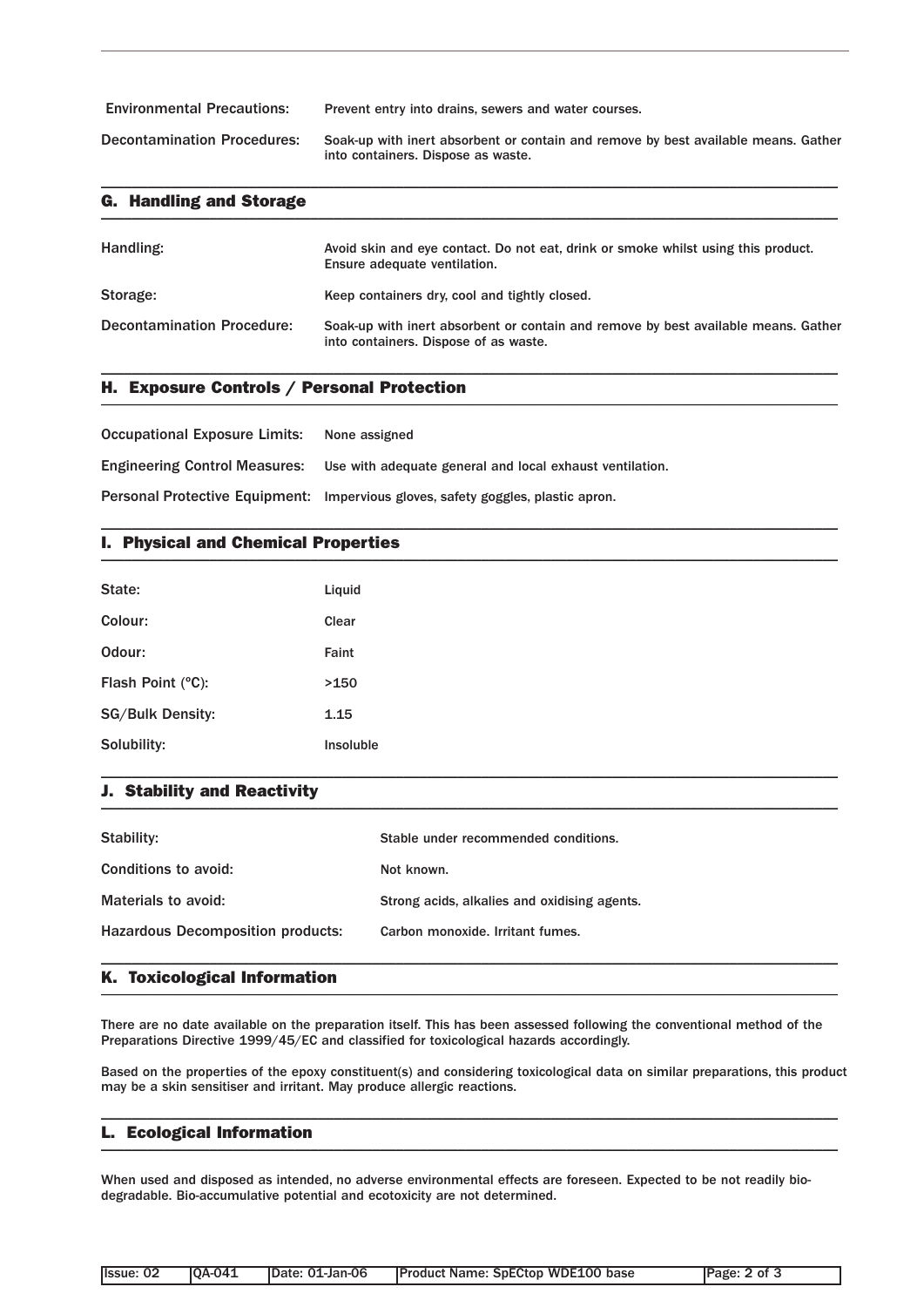| | |
|---|---|
| Environmental Precautions: | Prevent entry into drains, sewers and water courses. |
| Decontamination Procedures: | Soak-up with inert absorbent or contain and remove by best available means. Gather into containers. Dispose as waste. |

## G. Handling and Storage

| | |
|---|---|
| Handling: | Avoid skin and eye contact. Do not eat, drink or smoke whilst using this product. Ensure adequate ventilation. |
| Storage: | Keep containers dry, cool and tightly closed. |
| Decontamination Procedure: | Soak-up with inert absorbent or contain and remove by best available means. Gather into containers. Dispose of as waste. |

## H. Exposure Controls / Personal Protection

| | |
|---|---|
| Occupational Exposure Limits: | None assigned |
| Engineering Control Measures: | Use with adequate general and local exhaust ventilation. |
| Personal Protective Equipment: | Impervious gloves, safety goggles, plastic apron. |

## I. Physical and Chemical Properties

| | |
|---|---|
| State: | Liquid |
| Colour: | Clear |
| Odour: | Faint |
| Flash Point (°C): | >150 |
| SG/Bulk Density: | 1.15 |
| Solubility: | Insoluble |

## J. Stability and Reactivity

| | |
|---|---|
| Stability: | Stable under recommended conditions. |
| Conditions to avoid: | Not known. |
| Materials to avoid: | Strong acids, alkalies and oxidising agents. |
| Hazardous Decomposition products: | Carbon monoxide. Irritant fumes. |

## K. Toxicological Information

There are no date available on the preparation itself. This has been assessed following the conventional method of the Preparations Directive 1999/45/EC and classified for toxicological hazards accordingly.

Based on the properties of the epoxy constituent(s) and considering toxicological data on similar preparations, this product may be a skin sensitiser and irritant. May produce allergic reactions.

## L. Ecological Information

When used and disposed as intended, no adverse environmental effects are foreseen. Expected to be not readily biodegradable. Bio-accumulative potential and ecotoxicity are not determined.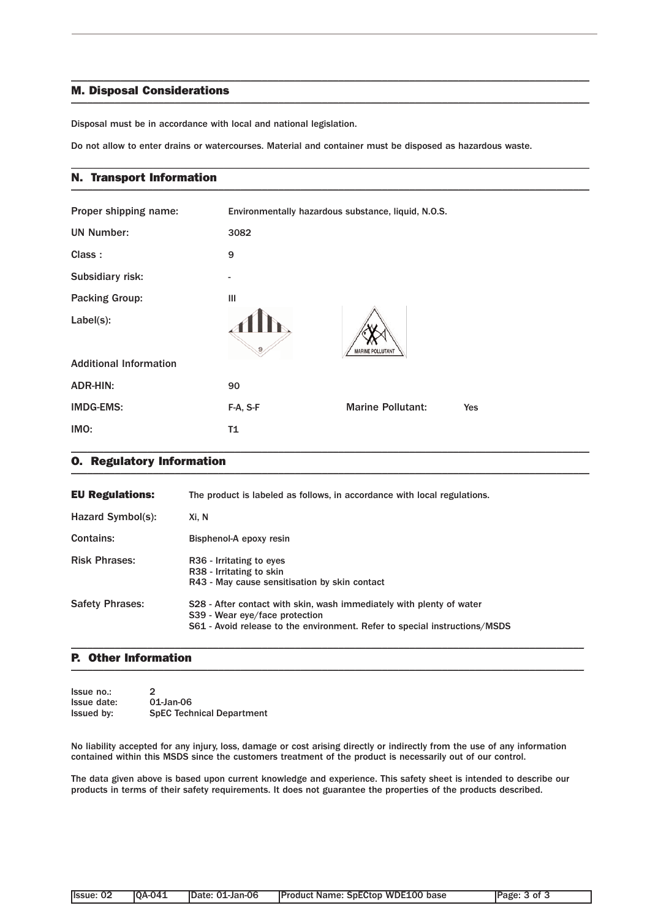## M. Disposal Considerations

Disposal must be in accordance with local and national legislation.

Do not allow to enter drains or watercourses. Material and container must be disposed as hazardous waste.

## N. Transport Information

| | | | |
|---|---|---|---|
| Proper shipping name: | Environmentally hazardous substance, liquid, N.O.S. | | |
| UN Number: | 3082 | | |
| Class : | 9 | | |
| Subsidiary risk: | - | | |
| Packing Group: | III | | |
| Label(s): | | | |
| Additional Information | | | |
| ADR-HIN: | 90 | | |
| IMDG-EMS: | F-A, S-F | Marine Pollutant: | Yes |
| IMO: | T1 | | |

## O. Regulatory Information

**EU Regulations:** The product is labeled as follows, in accordance with local regulations.

| | |
|---|---|
| Hazard Symbol(s): | Xi, N |
| Contains: | Bisphenol-A epoxy resin |
| Risk Phrases: | R36 - Irritating to eyes<br>R38 - Irritating to skin<br>R43 - May cause sensitisation by skin contact |
| Safety Phrases: | S28 - After contact with skin, wash immediately with plenty of water<br>S39 - Wear eye/face protection<br>S61 - Avoid release to the environment. Refer to special instructions/MSDS |

## P. Other Information

Issue no.: 2
Issue date: 01-Jan-06
Issued by: SpEC Technical Department

No liability accepted for any injury, loss, damage or cost arising directly or indirectly from the use of any information contained within this MSDS since the customers treatment of the product is necessarily out of our control.

The data given above is based upon current knowledge and experience. This safety sheet is intended to describe our products in terms of their safety requirements. It does not guarantee the properties of the products described.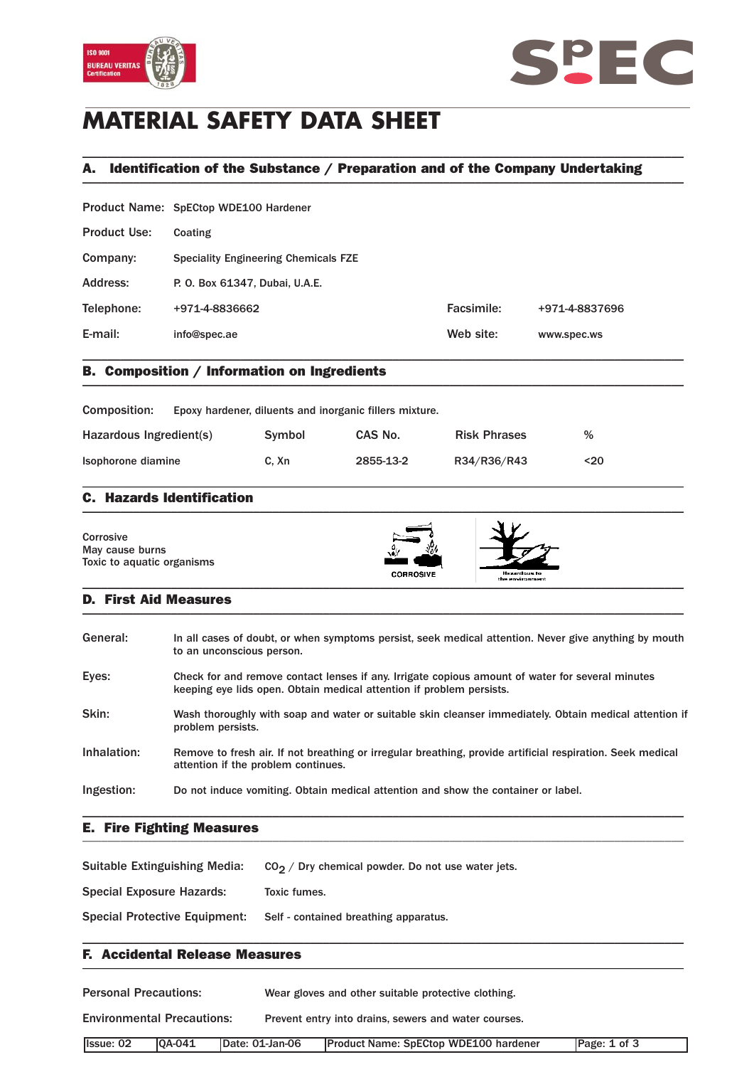# MATERIAL SAFETY DATA SHEET

## A. Identification of the Substance / Preparation and of the Company Undertaking

| | | | |
|---|---|---|---|
| Product Name: | SpECtop WDE100 Hardener | | |
| Product Use: | Coating | | |
| Company: | Speciality Engineering Chemicals FZE | | |
| Address: | P. O. Box 61347, Dubai, U.A.E. | | |
| Telephone: | +971-4-8836662 | Facsimile: | +971-4-8837696 |
| E-mail: | info@spec.ae | Web site: | www.spec.ws |

## B. Composition / Information on Ingredients

Composition: Epoxy hardener, diluents and inorganic fillers mixture.

| Hazardous Ingredient(s) | Symbol | CAS No. | Risk Phrases | % |
|---|---|---|---|---|
| Isophorone diamine | C, Xn | 2855-13-2 | R34/R36/R43 | <20 |

## C. Hazards Identification

Corrosive
May cause burns
Toxic to aquatic organisms

CORROSIVE

Hazardous to the environment

## D. First Aid Measures

**General:** In all cases of doubt, or when symptoms persist, seek medical attention. Never give anything by mouth to an unconscious person.

**Eyes:** Check for and remove contact lenses if any. Irrigate copious amount of water for several minutes keeping eye lids open. Obtain medical attention if problem persists.

**Skin:** Wash thoroughly with soap and water or suitable skin cleanser immediately. Obtain medical attention if problem persists.

**Inhalation:** Remove to fresh air. If not breathing or irregular breathing, provide artificial respiration. Seek medical attention if the problem continues.

**Ingestion:** Do not induce vomiting. Obtain medical attention and show the container or label.

## E. Fire Fighting Measures

**Suitable Extinguishing Media:** $CO_2$ / Dry chemical powder. Do not use water jets.

**Special Exposure Hazards:** Toxic fumes.

**Special Protective Equipment:** Self - contained breathing apparatus.

## F. Accidental Release Measures

**Personal Precautions:** Wear gloves and other suitable protective clothing.

**Environmental Precautions:** Prevent entry into drains, sewers and water courses.

| Issue: 02 | QA-041 | Date: 01-Jan-06 | Product Name: SpECtop WDE100 hardener |
|---|---|---|---|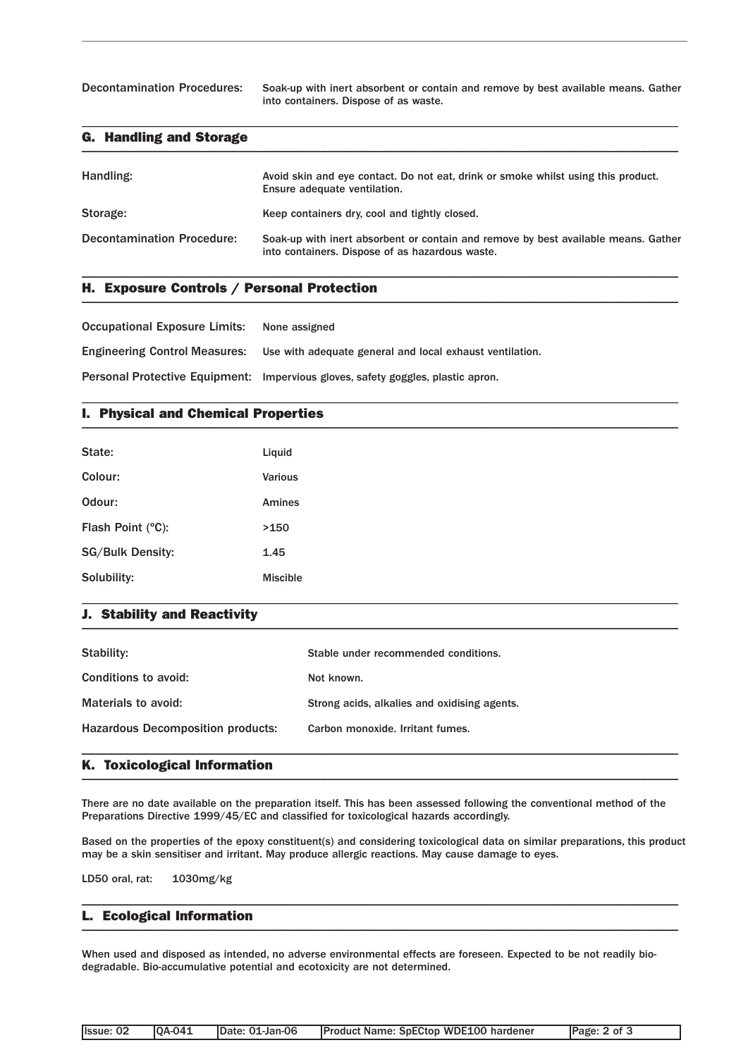Decontamination Procedures: Soak-up with inert absorbent or contain and remove by best available means. Gather into containers. Dispose of as waste.

## G. Handling and Storage

| | |
|---|---|
| Handling: | Avoid skin and eye contact. Do not eat, drink or smoke whilst using this product. Ensure adequate ventilation. |
| Storage: | Keep containers dry, cool and tightly closed. |
| Decontamination Procedure: | Soak-up with inert absorbent or contain and remove by best available means. Gather into containers. Dispose of as hazardous waste. |

## H. Exposure Controls / Personal Protection

| | |
|---|---|
| Occupational Exposure Limits: | None assigned |
| Engineering Control Measures: | Use with adequate general and local exhaust ventilation. |
| Personal Protective Equipment: | Impervious gloves, safety goggles, plastic apron. |

## I. Physical and Chemical Properties

| | |
|---|---|
| State: | Liquid |
| Colour: | Various |
| Odour: | Amines |
| Flash Point (°C): | >150 |
| SG/Bulk Density: | 1.45 |
| Solubility: | Miscible |

## J. Stability and Reactivity

| | |
|---|---|
| Stability: | Stable under recommended conditions. |
| Conditions to avoid: | Not known. |
| Materials to avoid: | Strong acids, alkalies and oxidising agents. |
| Hazardous Decomposition products: | Carbon monoxide. Irritant fumes. |

## K. Toxicological Information

There are no date available on the preparation itself. This has been assessed following the conventional method of the Preparations Directive 1999/45/EC and classified for toxicological hazards accordingly.

Based on the properties of the epoxy constituent(s) and considering toxicological data on similar preparations, this product may be a skin sensitiser and irritant. May produce allergic reactions. May cause damage to eyes.

LD50 oral, rat: 1030mg/kg

## L. Ecological Information

When used and disposed as intended, no adverse environmental effects are foreseen. Expected to be not readily bio-degradable. Bio-accumulative potential and ecotoxicity are not determined.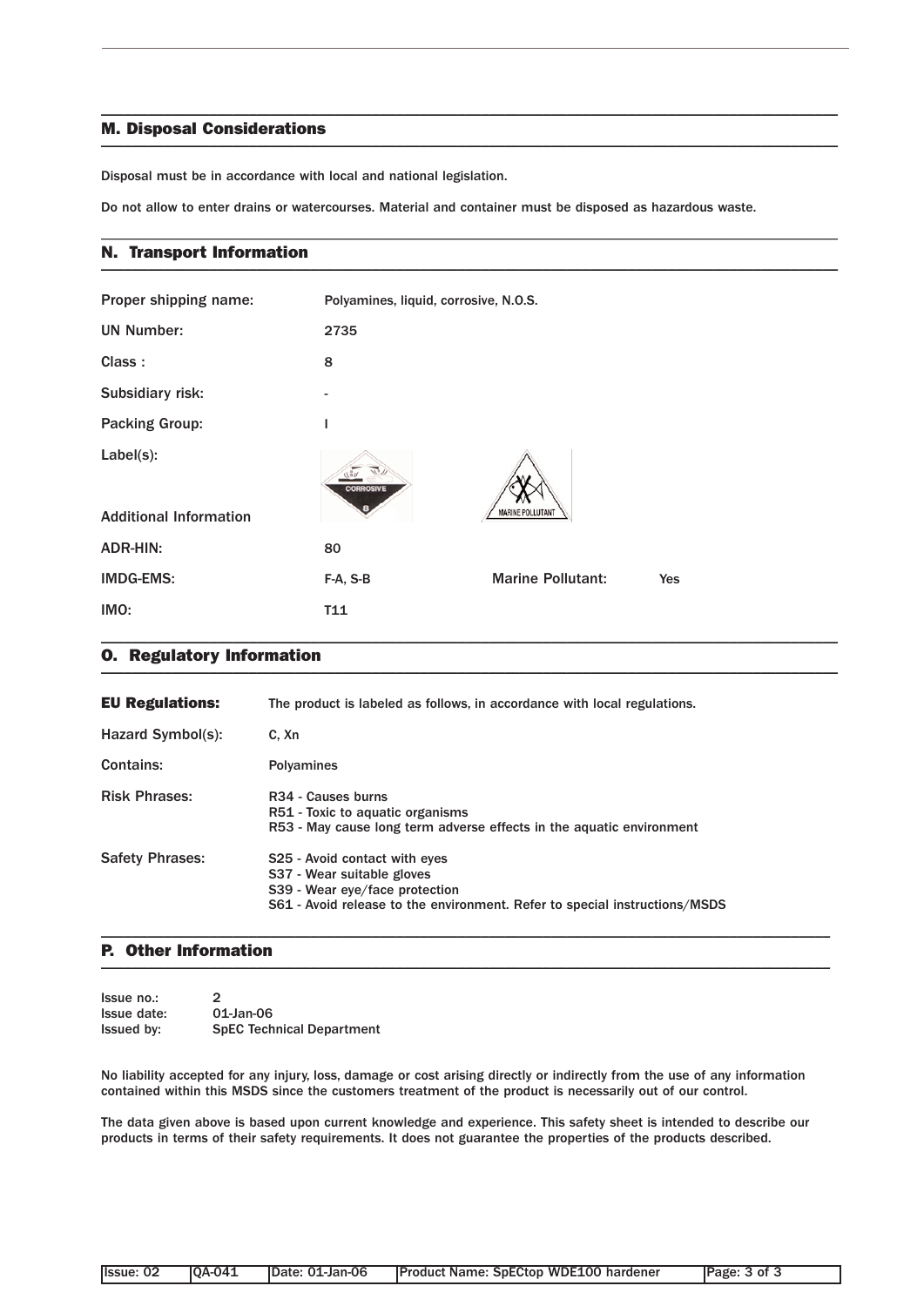## M. Disposal Considerations

Disposal must be in accordance with local and national legislation.

Do not allow to enter drains or watercourses. Material and container must be disposed as hazardous waste.

## N. Transport Information

| | | | |
|---|---|---|---|
| Proper shipping name: | Polyamines, liquid, corrosive, N.O.S. | | |
| UN Number: | 2735 | | |
| Class : | 8 | | |
| Subsidiary risk: | - | | |
| Packing Group: | I | | |
| Label(s): | CORROSIVE 8 | MARINE POLLUTANT | |
| Additional Information | | | |
| ADR-HIN: | 80 | | |
| IMDG-EMS: | F-A, S-B | Marine Pollutant: | Yes |
| IMO: | T11 | | |

## O. Regulatory Information

| | |
|---|---|
| **EU Regulations:** | The product is labeled as follows, in accordance with local regulations. |
| Hazard Symbol(s): | C, Xn |
| Contains: | Polyamines |
| Risk Phrases: | R34 - Causes burns<br>R51 - Toxic to aquatic organisms<br>R53 - May cause long term adverse effects in the aquatic environment |
| Safety Phrases: | S25 - Avoid contact with eyes<br>S37 - Wear suitable gloves<br>S39 - Wear eye/face protection<br>S61 - Avoid release to the environment. Refer to special instructions/MSDS |

## P. Other Information

Issue no.: 2
Issue date: 01-Jan-06
Issued by: SpEC Technical Department

No liability accepted for any injury, loss, damage or cost arising directly or indirectly from the use of any information contained within this MSDS since the customers treatment of the product is necessarily out of our control.

The data given above is based upon current knowledge and experience. This safety sheet is intended to describe our products in terms of their safety requirements. It does not guarantee the properties of the products described.